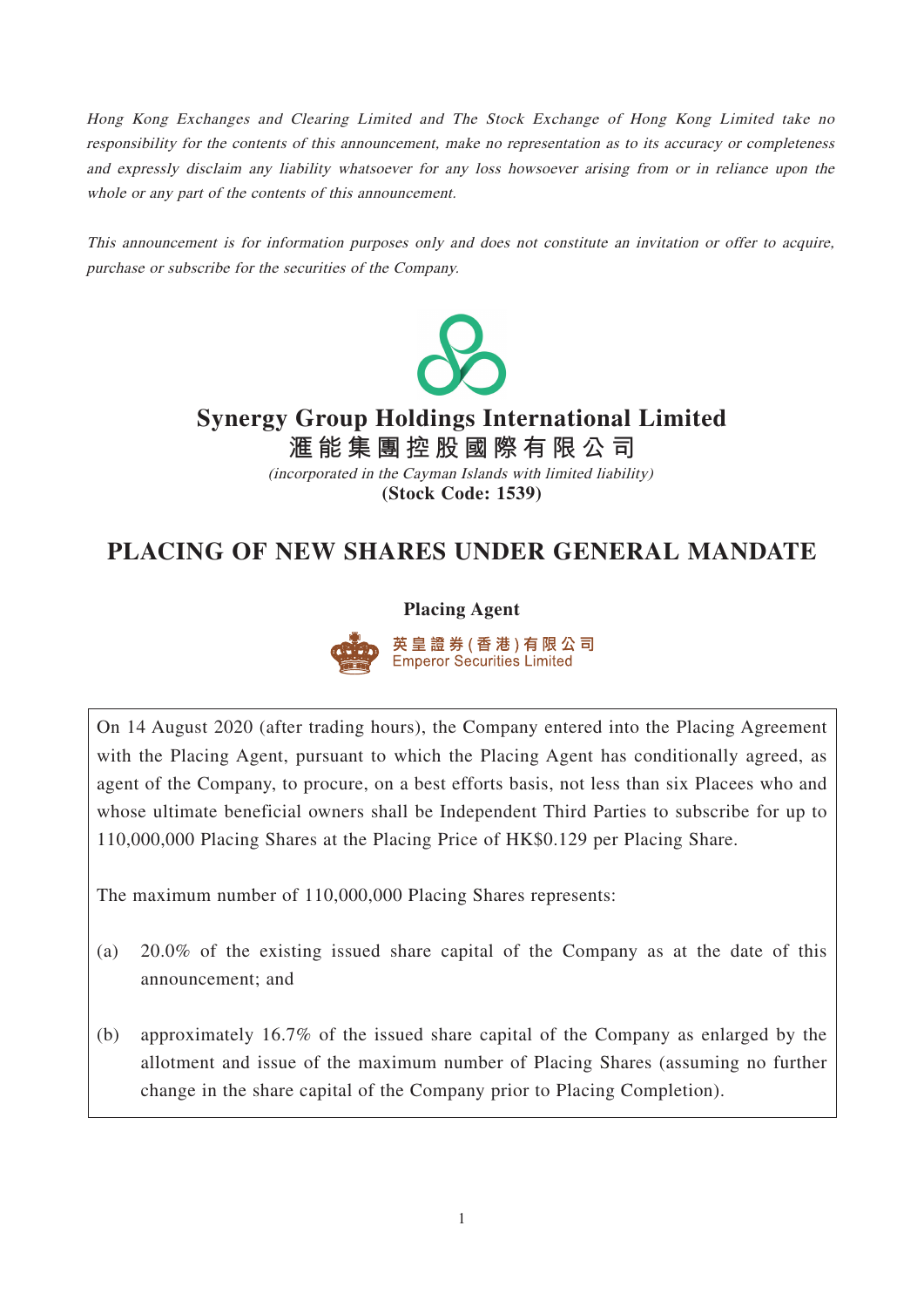*Hong Kong Exchanges and Clearing Limited and The Stock Exchange of Hong Kong Limited take no responsibility for the contents of this announcement, make no representation as to its accuracy or completeness and expressly disclaim any liability whatsoever for any loss howsoever arising from or in reliance upon the whole or any part of the contents of this announcement.*

*This announcement is for information purposes only and does not constitute an invitation or offer to acquire, purchase or subscribe for the securities of the Company.*

**Synergy Group Holdings International Limited**
**滙能集團控股國際有限公司**
*(incorporated in the Cayman Islands with limited liability)*
**(Stock Code: 1539)**

# PLACING OF NEW SHARES UNDER GENERAL MANDATE

**Placing Agent**

英皇證券(香港)有限公司
Emperor Securities Limited

On 14 August 2020 (after trading hours), the Company entered into the Placing Agreement with the Placing Agent, pursuant to which the Placing Agent has conditionally agreed, as agent of the Company, to procure, on a best efforts basis, not less than six Placees who and whose ultimate beneficial owners shall be Independent Third Parties to subscribe for up to 110,000,000 Placing Shares at the Placing Price of HK$0.129 per Placing Share.

The maximum number of 110,000,000 Placing Shares represents:

(a) 20.0% of the existing issued share capital of the Company as at the date of this announcement; and

(b) approximately 16.7% of the issued share capital of the Company as enlarged by the allotment and issue of the maximum number of Placing Shares (assuming no further change in the share capital of the Company prior to Placing Completion).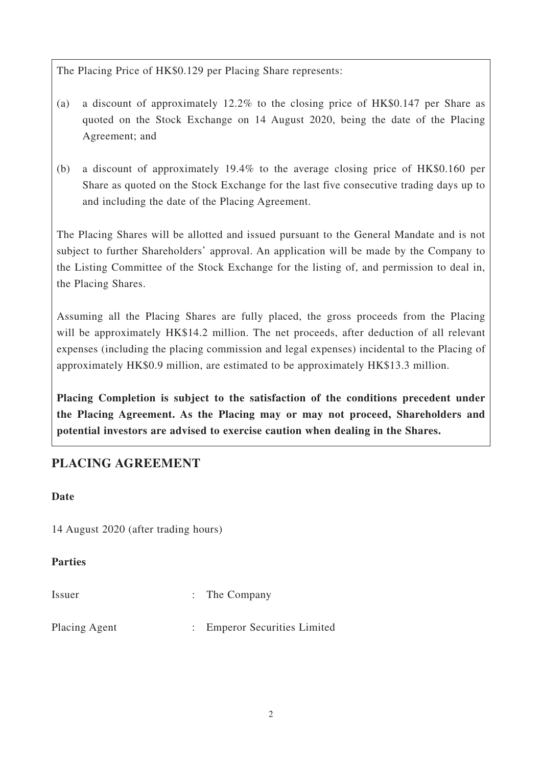The Placing Price of HK$0.129 per Placing Share represents:

(a) a discount of approximately 12.2% to the closing price of HK$0.147 per Share as quoted on the Stock Exchange on 14 August 2020, being the date of the Placing Agreement; and

(b) a discount of approximately 19.4% to the average closing price of HK$0.160 per Share as quoted on the Stock Exchange for the last five consecutive trading days up to and including the date of the Placing Agreement.

The Placing Shares will be allotted and issued pursuant to the General Mandate and is not subject to further Shareholders' approval. An application will be made by the Company to the Listing Committee of the Stock Exchange for the listing of, and permission to deal in, the Placing Shares.

Assuming all the Placing Shares are fully placed, the gross proceeds from the Placing will be approximately HK$14.2 million. The net proceeds, after deduction of all relevant expenses (including the placing commission and legal expenses) incidental to the Placing of approximately HK$0.9 million, are estimated to be approximately HK$13.3 million.

**Placing Completion is subject to the satisfaction of the conditions precedent under the Placing Agreement. As the Placing may or may not proceed, Shareholders and potential investors are advised to exercise caution when dealing in the Shares.**

## PLACING AGREEMENT

**Date**

14 August 2020 (after trading hours)

**Parties**

Issuer : The Company

Placing Agent : Emperor Securities Limited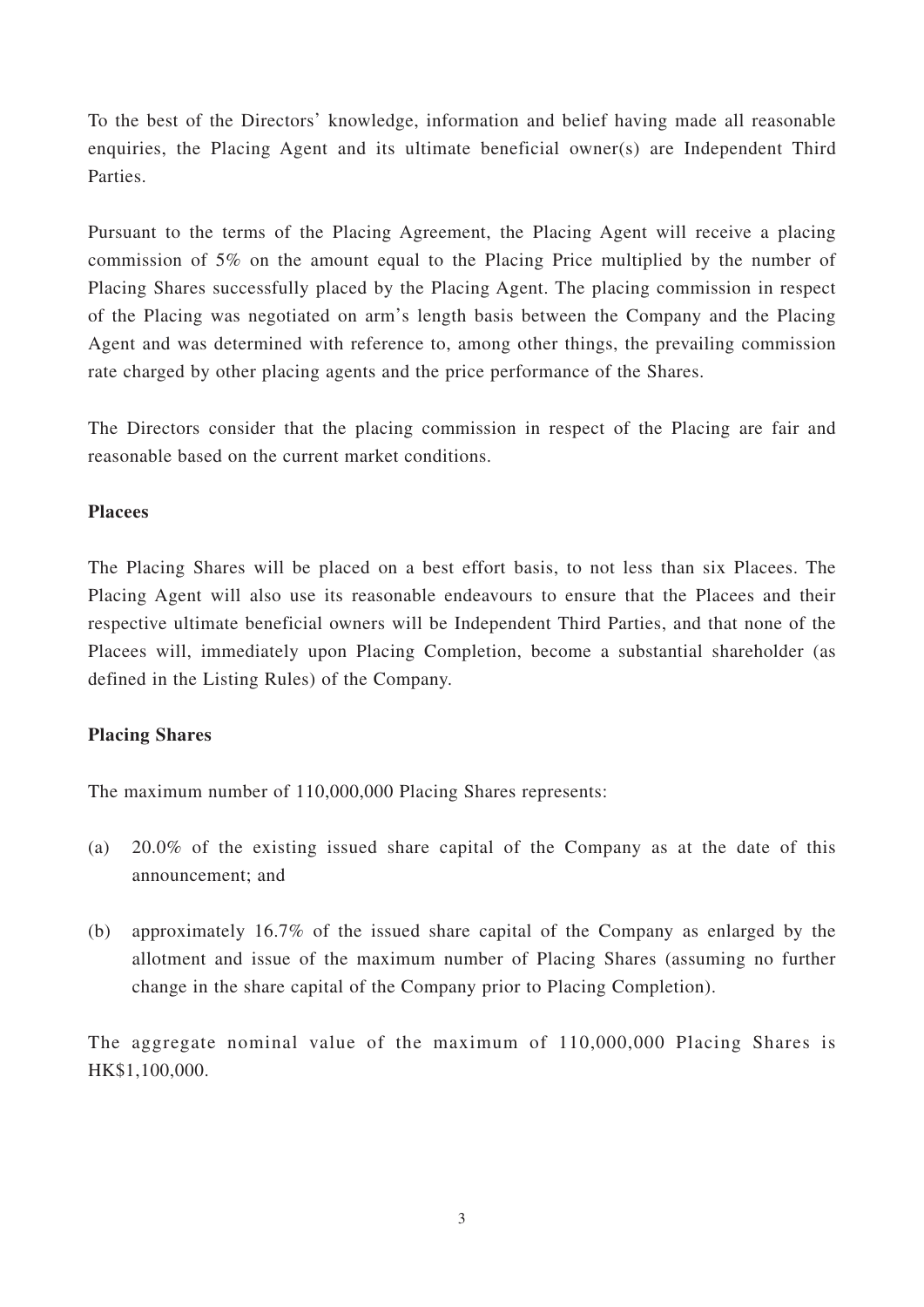To the best of the Directors' knowledge, information and belief having made all reasonable enquiries, the Placing Agent and its ultimate beneficial owner(s) are Independent Third Parties.

Pursuant to the terms of the Placing Agreement, the Placing Agent will receive a placing commission of 5% on the amount equal to the Placing Price multiplied by the number of Placing Shares successfully placed by the Placing Agent. The placing commission in respect of the Placing was negotiated on arm's length basis between the Company and the Placing Agent and was determined with reference to, among other things, the prevailing commission rate charged by other placing agents and the price performance of the Shares.

The Directors consider that the placing commission in respect of the Placing are fair and reasonable based on the current market conditions.

**Placees**

The Placing Shares will be placed on a best effort basis, to not less than six Placees. The Placing Agent will also use its reasonable endeavours to ensure that the Placees and their respective ultimate beneficial owners will be Independent Third Parties, and that none of the Placees will, immediately upon Placing Completion, become a substantial shareholder (as defined in the Listing Rules) of the Company.

**Placing Shares**

The maximum number of 110,000,000 Placing Shares represents:

(a) 20.0% of the existing issued share capital of the Company as at the date of this announcement; and

(b) approximately 16.7% of the issued share capital of the Company as enlarged by the allotment and issue of the maximum number of Placing Shares (assuming no further change in the share capital of the Company prior to Placing Completion).

The aggregate nominal value of the maximum of 110,000,000 Placing Shares is HK$1,100,000.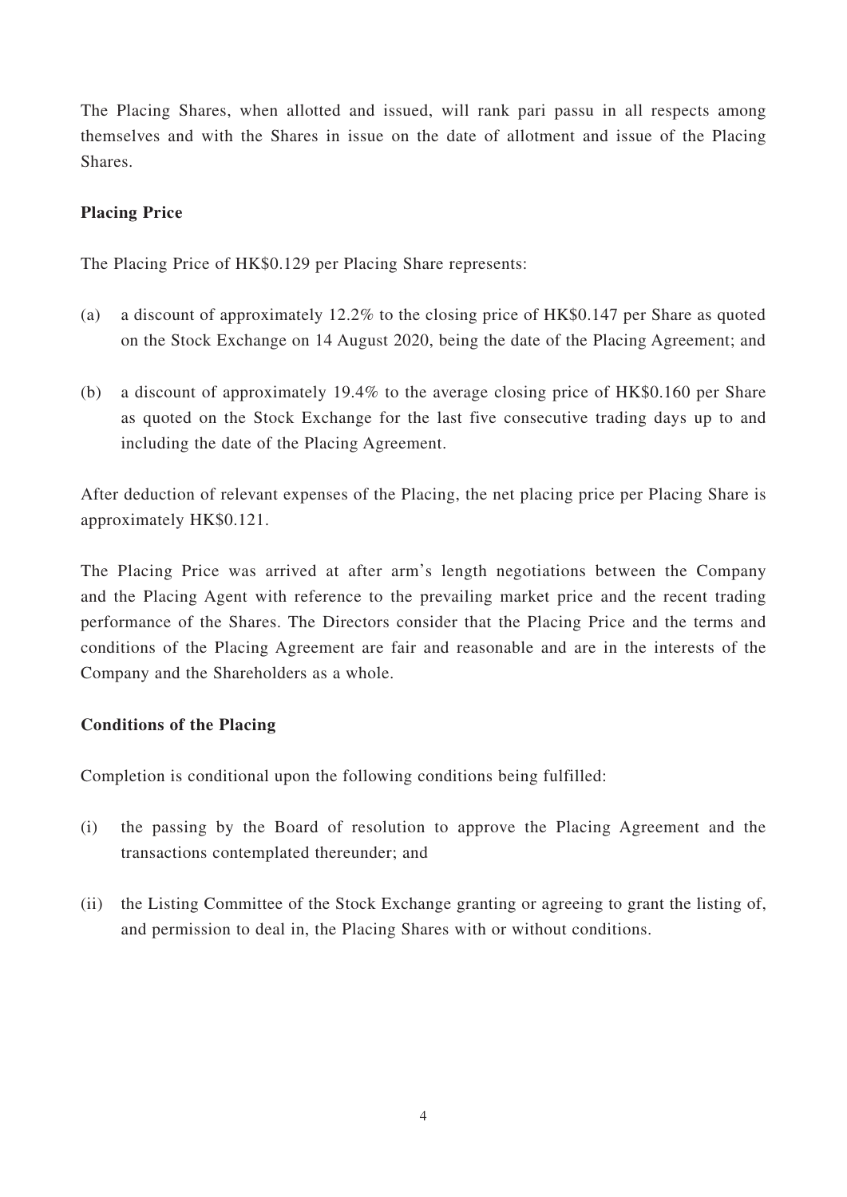The Placing Shares, when allotted and issued, will rank pari passu in all respects among themselves and with the Shares in issue on the date of allotment and issue of the Placing Shares.

**Placing Price**

The Placing Price of HK$0.129 per Placing Share represents:

(a) a discount of approximately 12.2% to the closing price of HK$0.147 per Share as quoted on the Stock Exchange on 14 August 2020, being the date of the Placing Agreement; and

(b) a discount of approximately 19.4% to the average closing price of HK$0.160 per Share as quoted on the Stock Exchange for the last five consecutive trading days up to and including the date of the Placing Agreement.

After deduction of relevant expenses of the Placing, the net placing price per Placing Share is approximately HK$0.121.

The Placing Price was arrived at after arm's length negotiations between the Company and the Placing Agent with reference to the prevailing market price and the recent trading performance of the Shares. The Directors consider that the Placing Price and the terms and conditions of the Placing Agreement are fair and reasonable and are in the interests of the Company and the Shareholders as a whole.

**Conditions of the Placing**

Completion is conditional upon the following conditions being fulfilled:

(i) the passing by the Board of resolution to approve the Placing Agreement and the transactions contemplated thereunder; and

(ii) the Listing Committee of the Stock Exchange granting or agreeing to grant the listing of, and permission to deal in, the Placing Shares with or without conditions.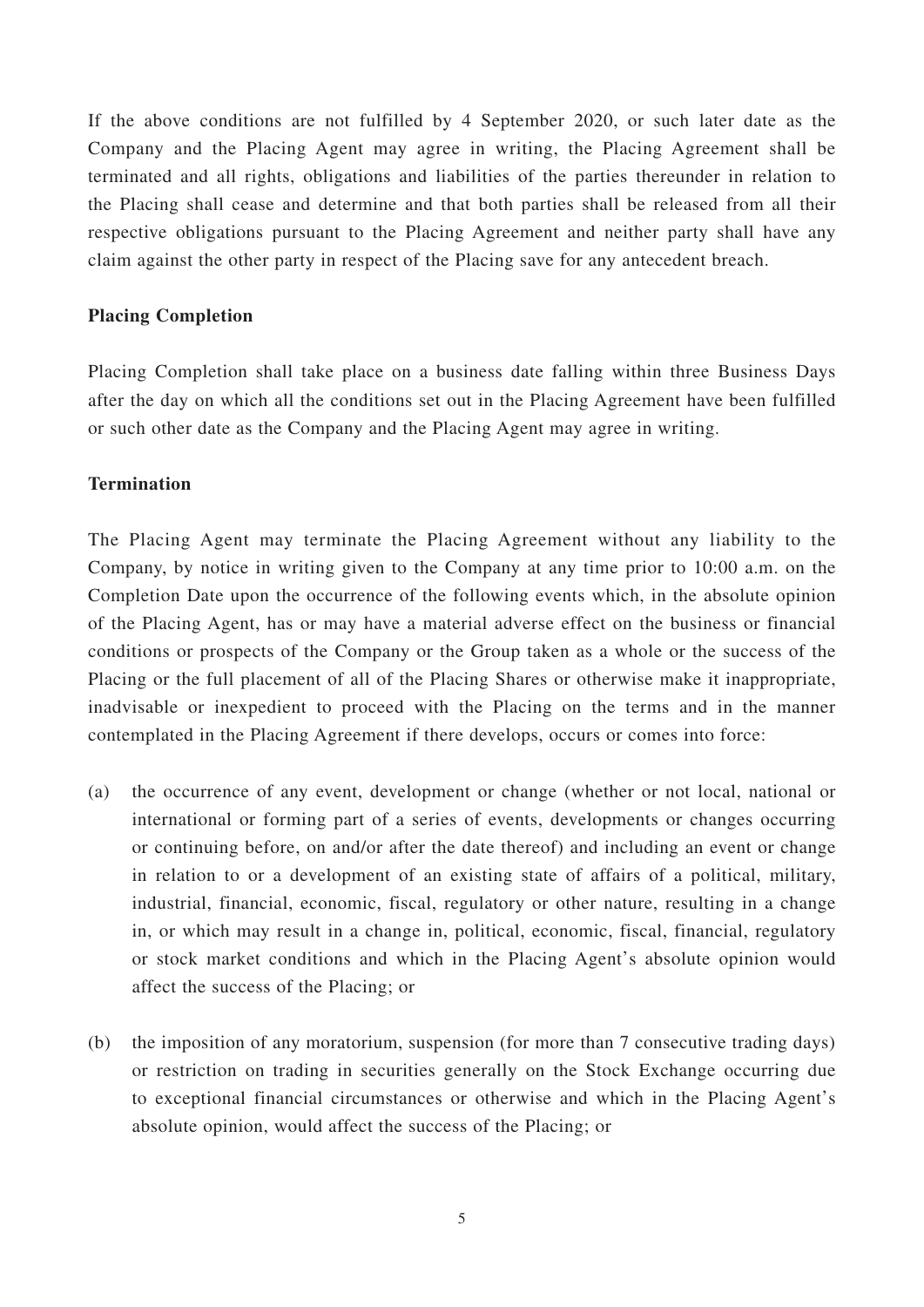If the above conditions are not fulfilled by 4 September 2020, or such later date as the Company and the Placing Agent may agree in writing, the Placing Agreement shall be terminated and all rights, obligations and liabilities of the parties thereunder in relation to the Placing shall cease and determine and that both parties shall be released from all their respective obligations pursuant to the Placing Agreement and neither party shall have any claim against the other party in respect of the Placing save for any antecedent breach.

**Placing Completion**

Placing Completion shall take place on a business date falling within three Business Days after the day on which all the conditions set out in the Placing Agreement have been fulfilled or such other date as the Company and the Placing Agent may agree in writing.

**Termination**

The Placing Agent may terminate the Placing Agreement without any liability to the Company, by notice in writing given to the Company at any time prior to 10:00 a.m. on the Completion Date upon the occurrence of the following events which, in the absolute opinion of the Placing Agent, has or may have a material adverse effect on the business or financial conditions or prospects of the Company or the Group taken as a whole or the success of the Placing or the full placement of all of the Placing Shares or otherwise make it inappropriate, inadvisable or inexpedient to proceed with the Placing on the terms and in the manner contemplated in the Placing Agreement if there develops, occurs or comes into force:

(a) the occurrence of any event, development or change (whether or not local, national or international or forming part of a series of events, developments or changes occurring or continuing before, on and/or after the date thereof) and including an event or change in relation to or a development of an existing state of affairs of a political, military, industrial, financial, economic, fiscal, regulatory or other nature, resulting in a change in, or which may result in a change in, political, economic, fiscal, financial, regulatory or stock market conditions and which in the Placing Agent's absolute opinion would affect the success of the Placing; or

(b) the imposition of any moratorium, suspension (for more than 7 consecutive trading days) or restriction on trading in securities generally on the Stock Exchange occurring due to exceptional financial circumstances or otherwise and which in the Placing Agent's absolute opinion, would affect the success of the Placing; or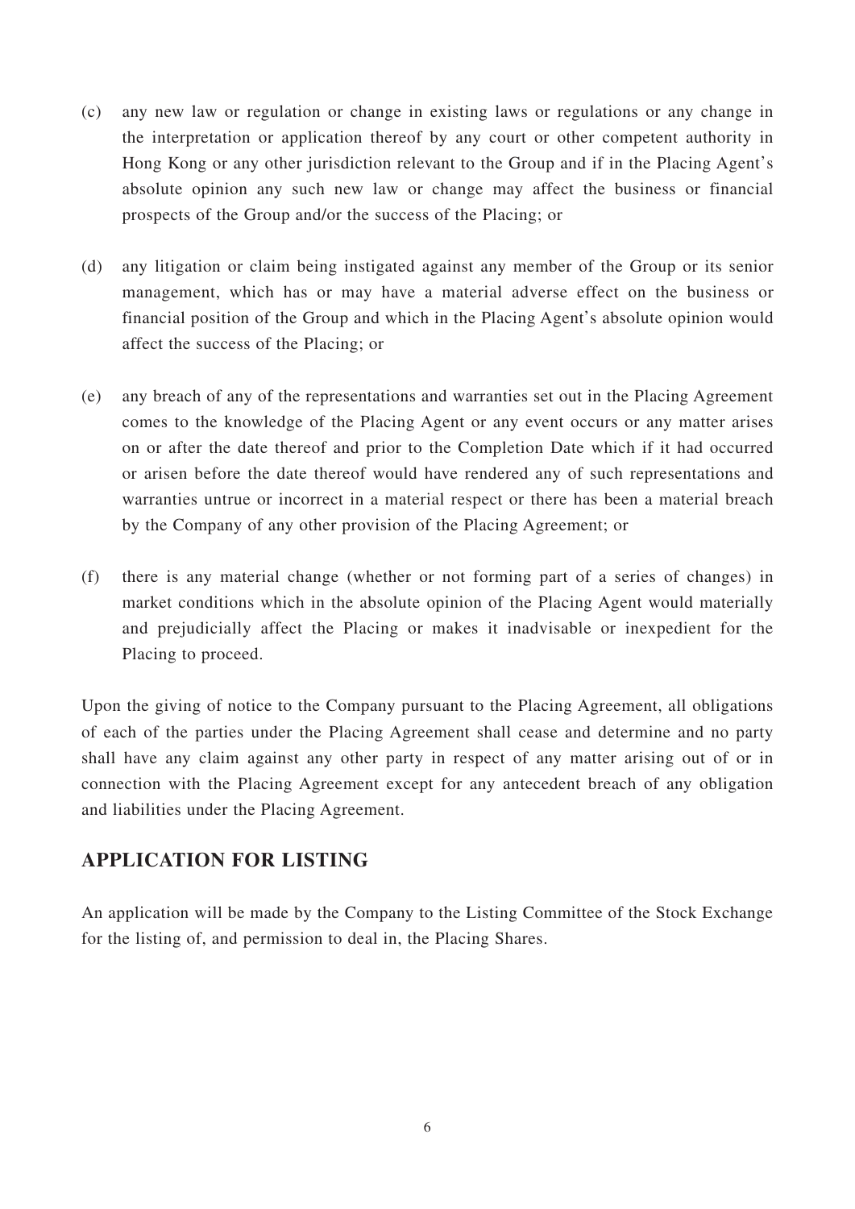(c) any new law or regulation or change in existing laws or regulations or any change in the interpretation or application thereof by any court or other competent authority in Hong Kong or any other jurisdiction relevant to the Group and if in the Placing Agent's absolute opinion any such new law or change may affect the business or financial prospects of the Group and/or the success of the Placing; or

(d) any litigation or claim being instigated against any member of the Group or its senior management, which has or may have a material adverse effect on the business or financial position of the Group and which in the Placing Agent's absolute opinion would affect the success of the Placing; or

(e) any breach of any of the representations and warranties set out in the Placing Agreement comes to the knowledge of the Placing Agent or any event occurs or any matter arises on or after the date thereof and prior to the Completion Date which if it had occurred or arisen before the date thereof would have rendered any of such representations and warranties untrue or incorrect in a material respect or there has been a material breach by the Company of any other provision of the Placing Agreement; or

(f) there is any material change (whether or not forming part of a series of changes) in market conditions which in the absolute opinion of the Placing Agent would materially and prejudicially affect the Placing or makes it inadvisable or inexpedient for the Placing to proceed.

Upon the giving of notice to the Company pursuant to the Placing Agreement, all obligations of each of the parties under the Placing Agreement shall cease and determine and no party shall have any claim against any other party in respect of any matter arising out of or in connection with the Placing Agreement except for any antecedent breach of any obligation and liabilities under the Placing Agreement.

## APPLICATION FOR LISTING

An application will be made by the Company to the Listing Committee of the Stock Exchange for the listing of, and permission to deal in, the Placing Shares.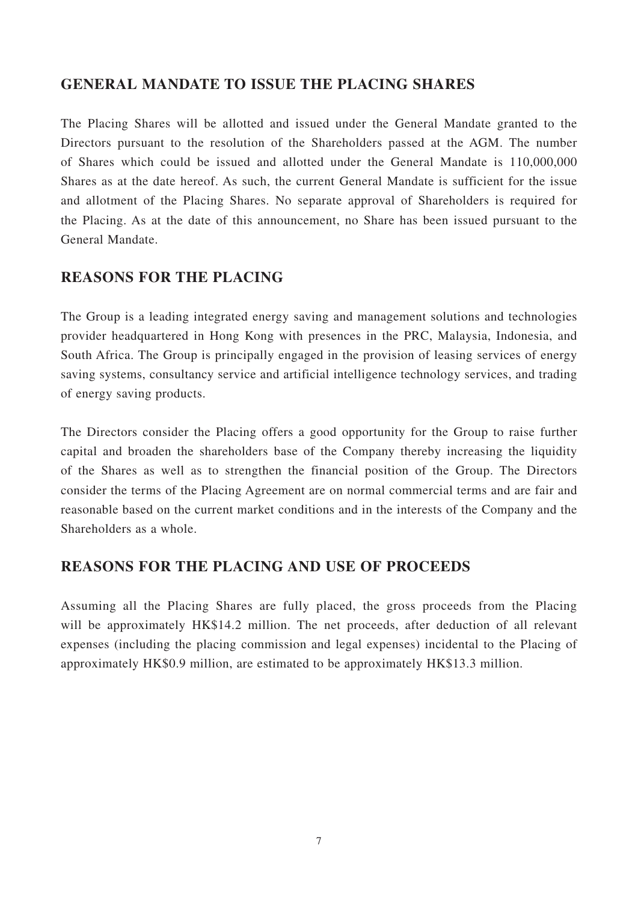## GENERAL MANDATE TO ISSUE THE PLACING SHARES

The Placing Shares will be allotted and issued under the General Mandate granted to the Directors pursuant to the resolution of the Shareholders passed at the AGM. The number of Shares which could be issued and allotted under the General Mandate is 110,000,000 Shares as at the date hereof. As such, the current General Mandate is sufficient for the issue and allotment of the Placing Shares. No separate approval of Shareholders is required for the Placing. As at the date of this announcement, no Share has been issued pursuant to the General Mandate.

## REASONS FOR THE PLACING

The Group is a leading integrated energy saving and management solutions and technologies provider headquartered in Hong Kong with presences in the PRC, Malaysia, Indonesia, and South Africa. The Group is principally engaged in the provision of leasing services of energy saving systems, consultancy service and artificial intelligence technology services, and trading of energy saving products.

The Directors consider the Placing offers a good opportunity for the Group to raise further capital and broaden the shareholders base of the Company thereby increasing the liquidity of the Shares as well as to strengthen the financial position of the Group. The Directors consider the terms of the Placing Agreement are on normal commercial terms and are fair and reasonable based on the current market conditions and in the interests of the Company and the Shareholders as a whole.

## REASONS FOR THE PLACING AND USE OF PROCEEDS

Assuming all the Placing Shares are fully placed, the gross proceeds from the Placing will be approximately HK$14.2 million. The net proceeds, after deduction of all relevant expenses (including the placing commission and legal expenses) incidental to the Placing of approximately HK$0.9 million, are estimated to be approximately HK$13.3 million.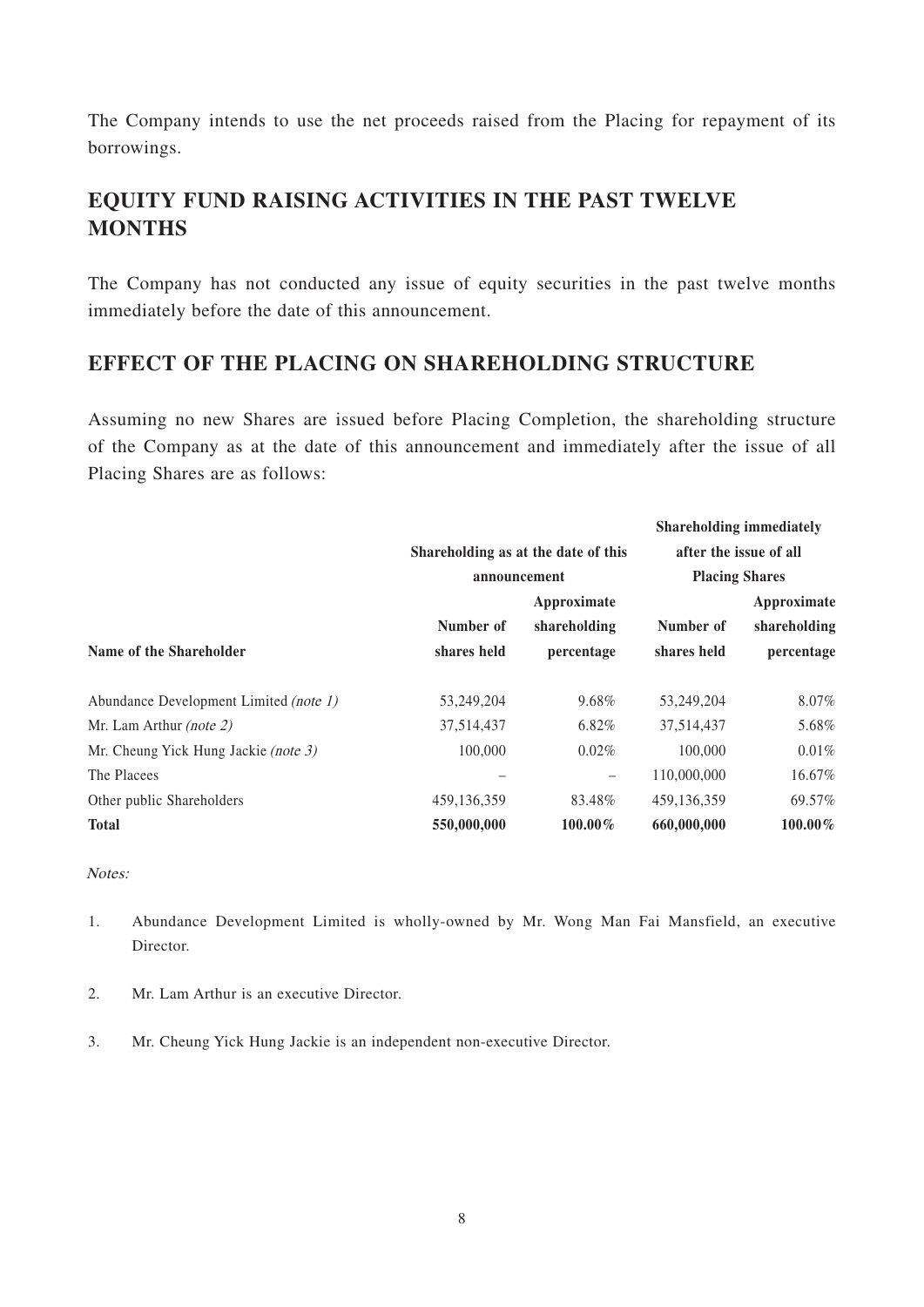The Company intends to use the net proceeds raised from the Placing for repayment of its borrowings.

## EQUITY FUND RAISING ACTIVITIES IN THE PAST TWELVE MONTHS

The Company has not conducted any issue of equity securities in the past twelve months immediately before the date of this announcement.

## EFFECT OF THE PLACING ON SHAREHOLDING STRUCTURE

Assuming no new Shares are issued before Placing Completion, the shareholding structure of the Company as at the date of this announcement and immediately after the issue of all Placing Shares are as follows:

| Name of the Shareholder | Shareholding as at the date of this announcement | | Shareholding immediately after the issue of all Placing Shares | |
|---|---|---|---|---|
| | Number of shares held | Approximate shareholding percentage | Number of shares held | Approximate shareholding percentage |
| Abundance Development Limited *(note 1)* | 53,249,204 | 9.68% | 53,249,204 | 8.07% |
| Mr. Lam Arthur *(note 2)* | 37,514,437 | 6.82% | 37,514,437 | 5.68% |
| Mr. Cheung Yick Hung Jackie *(note 3)* | 100,000 | 0.02% | 100,000 | 0.01% |
| The Placees | – | – | 110,000,000 | 16.67% |
| Other public Shareholders | 459,136,359 | 83.48% | 459,136,359 | 69.57% |
| **Total** | **550,000,000** | **100.00%** | **660,000,000** | **100.00%** |

*Notes:*

1. Abundance Development Limited is wholly-owned by Mr. Wong Man Fai Mansfield, an executive Director.

2. Mr. Lam Arthur is an executive Director.

3. Mr. Cheung Yick Hung Jackie is an independent non-executive Director.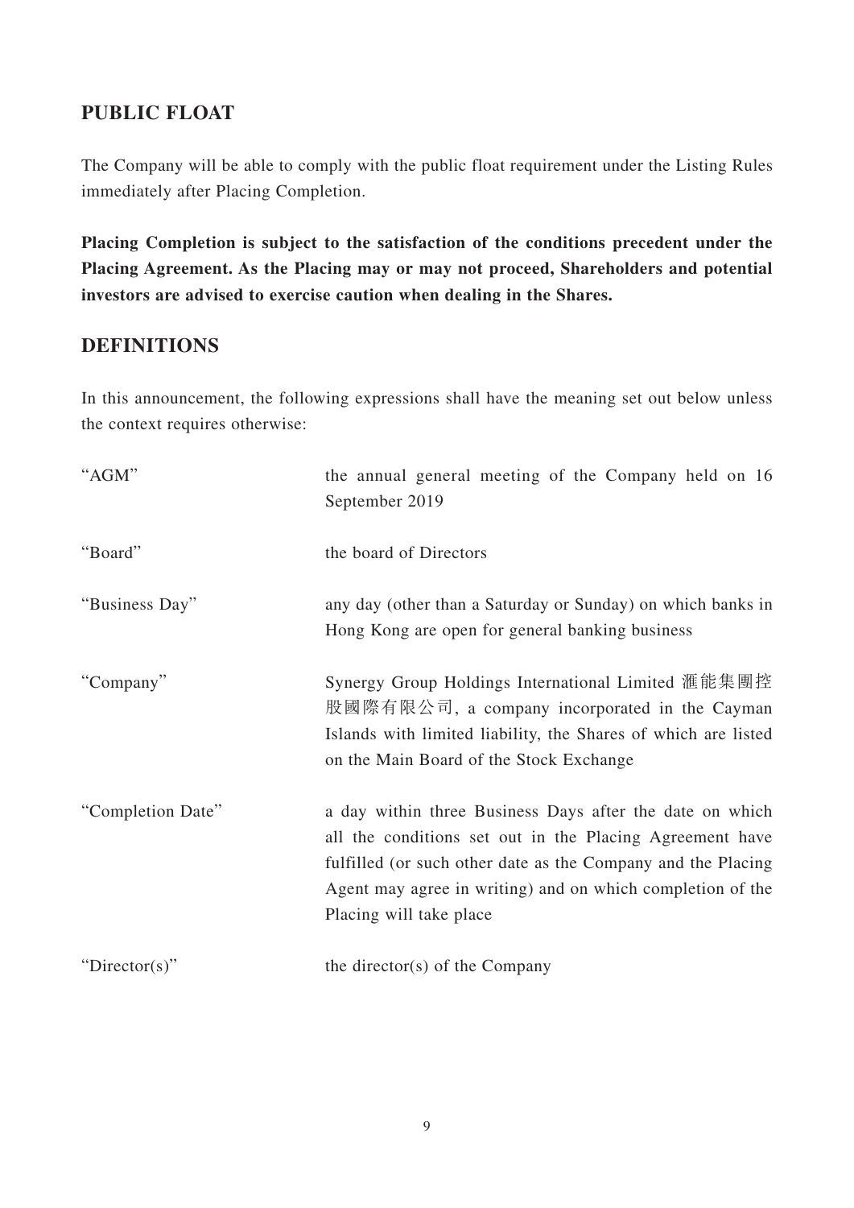## PUBLIC FLOAT

The Company will be able to comply with the public float requirement under the Listing Rules immediately after Placing Completion.

**Placing Completion is subject to the satisfaction of the conditions precedent under the Placing Agreement. As the Placing may or may not proceed, Shareholders and potential investors are advised to exercise caution when dealing in the Shares.**

## DEFINITIONS

In this announcement, the following expressions shall have the meaning set out below unless the context requires otherwise:

| | |
|---|---|
| "AGM" | the annual general meeting of the Company held on 16 September 2019 |
| "Board" | the board of Directors |
| "Business Day" | any day (other than a Saturday or Sunday) on which banks in Hong Kong are open for general banking business |
| "Company" | Synergy Group Holdings International Limited 滙能集團控股國際有限公司, a company incorporated in the Cayman Islands with limited liability, the Shares of which are listed on the Main Board of the Stock Exchange |
| "Completion Date" | a day within three Business Days after the date on which all the conditions set out in the Placing Agreement have fulfilled (or such other date as the Company and the Placing Agent may agree in writing) and on which completion of the Placing will take place |
| "Director(s)" | the director(s) of the Company |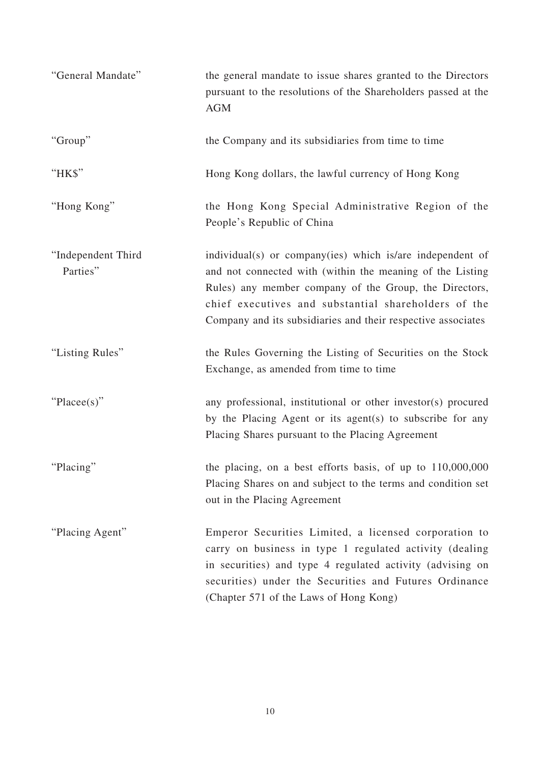| | |
|---|---|
| "General Mandate" | the general mandate to issue shares granted to the Directors pursuant to the resolutions of the Shareholders passed at the AGM |
| "Group" | the Company and its subsidiaries from time to time |
| "HK$" | Hong Kong dollars, the lawful currency of Hong Kong |
| "Hong Kong" | the Hong Kong Special Administrative Region of the People's Republic of China |
| "Independent Third Parties" | individual(s) or company(ies) which is/are independent of and not connected with (within the meaning of the Listing Rules) any member company of the Group, the Directors, chief executives and substantial shareholders of the Company and its subsidiaries and their respective associates |
| "Listing Rules" | the Rules Governing the Listing of Securities on the Stock Exchange, as amended from time to time |
| "Placee(s)" | any professional, institutional or other investor(s) procured by the Placing Agent or its agent(s) to subscribe for any Placing Shares pursuant to the Placing Agreement |
| "Placing" | the placing, on a best efforts basis, of up to 110,000,000 Placing Shares on and subject to the terms and condition set out in the Placing Agreement |
| "Placing Agent" | Emperor Securities Limited, a licensed corporation to carry on business in type 1 regulated activity (dealing in securities) and type 4 regulated activity (advising on securities) under the Securities and Futures Ordinance (Chapter 571 of the Laws of Hong Kong) |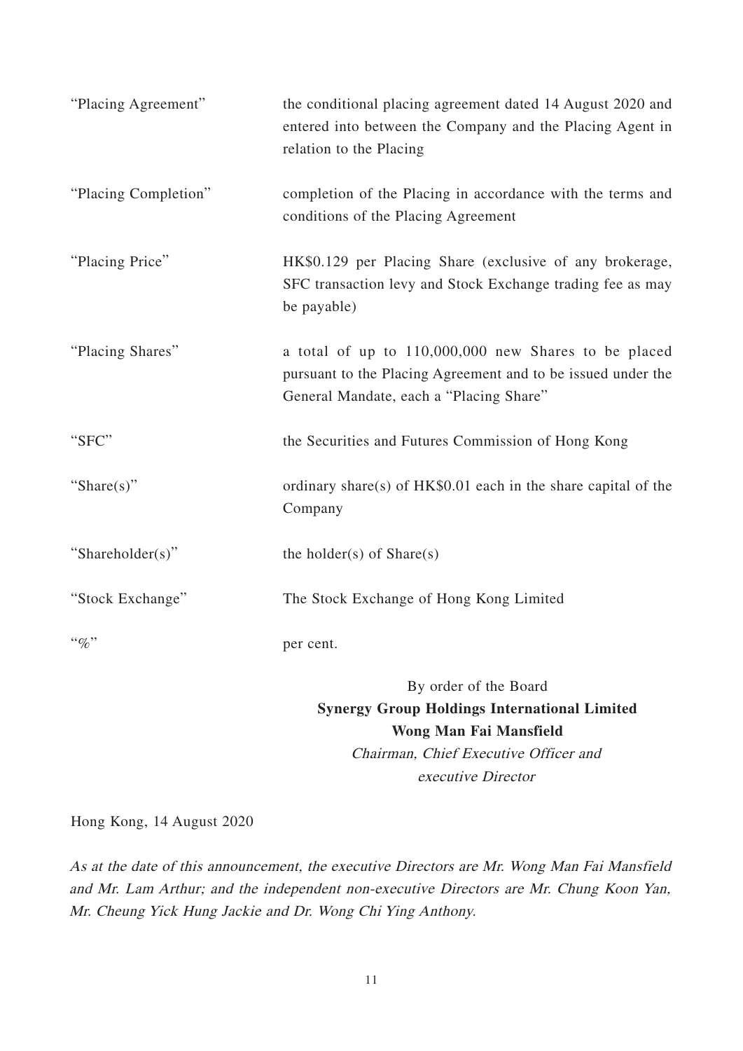| | |
|---|---|
| "Placing Agreement" | the conditional placing agreement dated 14 August 2020 and entered into between the Company and the Placing Agent in relation to the Placing |
| "Placing Completion" | completion of the Placing in accordance with the terms and conditions of the Placing Agreement |
| "Placing Price" | HK$0.129 per Placing Share (exclusive of any brokerage, SFC transaction levy and Stock Exchange trading fee as may be payable) |
| "Placing Shares" | a total of up to 110,000,000 new Shares to be placed pursuant to the Placing Agreement and to be issued under the General Mandate, each a "Placing Share" |
| "SFC" | the Securities and Futures Commission of Hong Kong |
| "Share(s)" | ordinary share(s) of HK$0.01 each in the share capital of the Company |
| "Shareholder(s)" | the holder(s) of Share(s) |
| "Stock Exchange" | The Stock Exchange of Hong Kong Limited |
| "%" | per cent. |

By order of the Board
**Synergy Group Holdings International Limited**
**Wong Man Fai Mansfield**
*Chairman, Chief Executive Officer and executive Director*

Hong Kong, 14 August 2020

*As at the date of this announcement, the executive Directors are Mr. Wong Man Fai Mansfield and Mr. Lam Arthur; and the independent non-executive Directors are Mr. Chung Koon Yan, Mr. Cheung Yick Hung Jackie and Dr. Wong Chi Ying Anthony.*